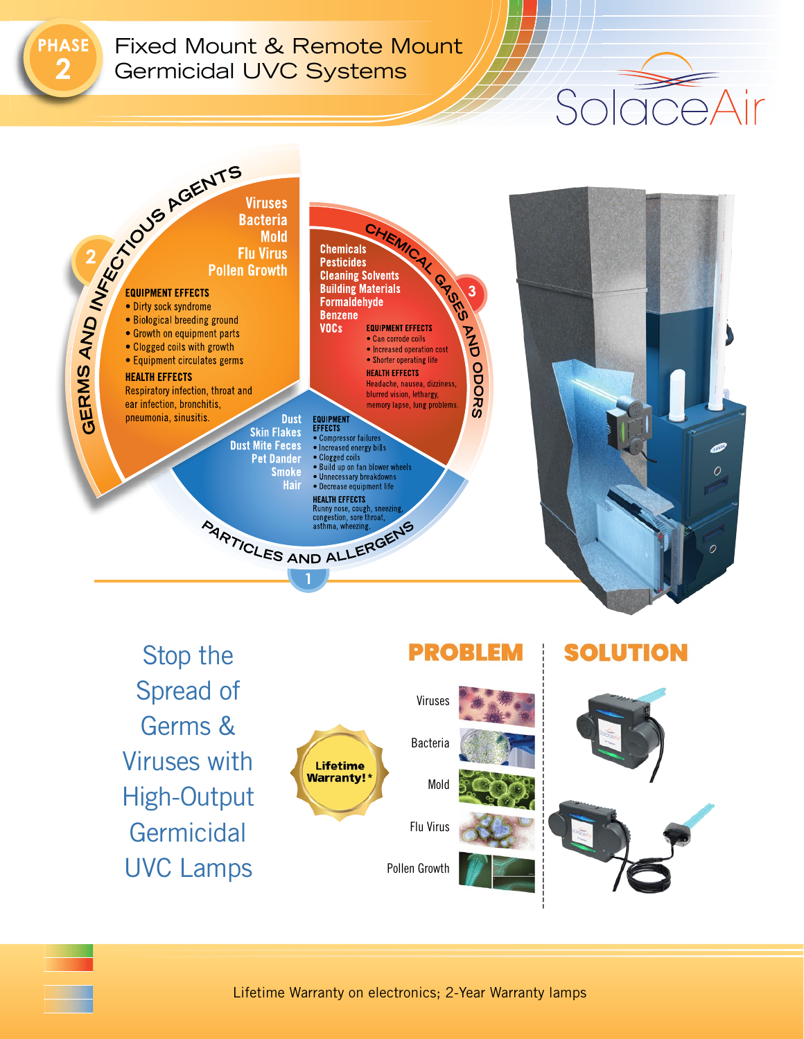PHASE 2

# Fixed Mount & Remote Mount Germicidal UVC Systems

SolaceAir

## 2 GERMS AND INFECTIOUS AGENTS

Viruses
Bacteria
Mold
Flu Virus
Pollen Growth

**EQUIPMENT EFFECTS**

- Dirty sock syndrome
- Biological breeding ground
- Growth on equipment parts
- Clogged coils with growth
- Equipment circulates germs

**HEALTH EFFECTS**

Respiratory infection, throat and ear infection, bronchitis, pneumonia, sinusitis.

## 3 CHEMICAL GASES AND ODORS

Chemicals
Pesticides
Cleaning Solvents
Building Materials
Formaldehyde
Benzene
VOCs

**EQUIPMENT EFFECTS**

- Can corrode coils
- Increased operation cost
- Shorter operating life

**HEALTH EFFECTS**

Headache, nausea, dizziness, blurred vision, lethargy, memory lapse, lung problems.

## 1 PARTICLES AND ALLERGENS

Dust
Skin Flakes
Dust Mite Feces
Pet Dander
Smoke
Hair

**EQUIPMENT EFFECTS**

- Compressor failures
- Increased energy bills
- Clogged coils
- Build up on fan blower wheels
- Unnecessary breakdowns
- Decrease equipment life

**HEALTH EFFECTS**

Runny nose, cough, sneezing, congestion, sore throat, asthma, wheezing.

## Stop the Spread of Germs & Viruses with High-Output Germicidal UVC Lamps

Lifetime Warranty!*

| PROBLEM | SOLUTION |
| --- | --- |
| Viruses | |
| Bacteria | |
| Mold | |
| Flu Virus | |
| Pollen Growth | |

Lifetime Warranty on electronics; 2-Year Warranty lamps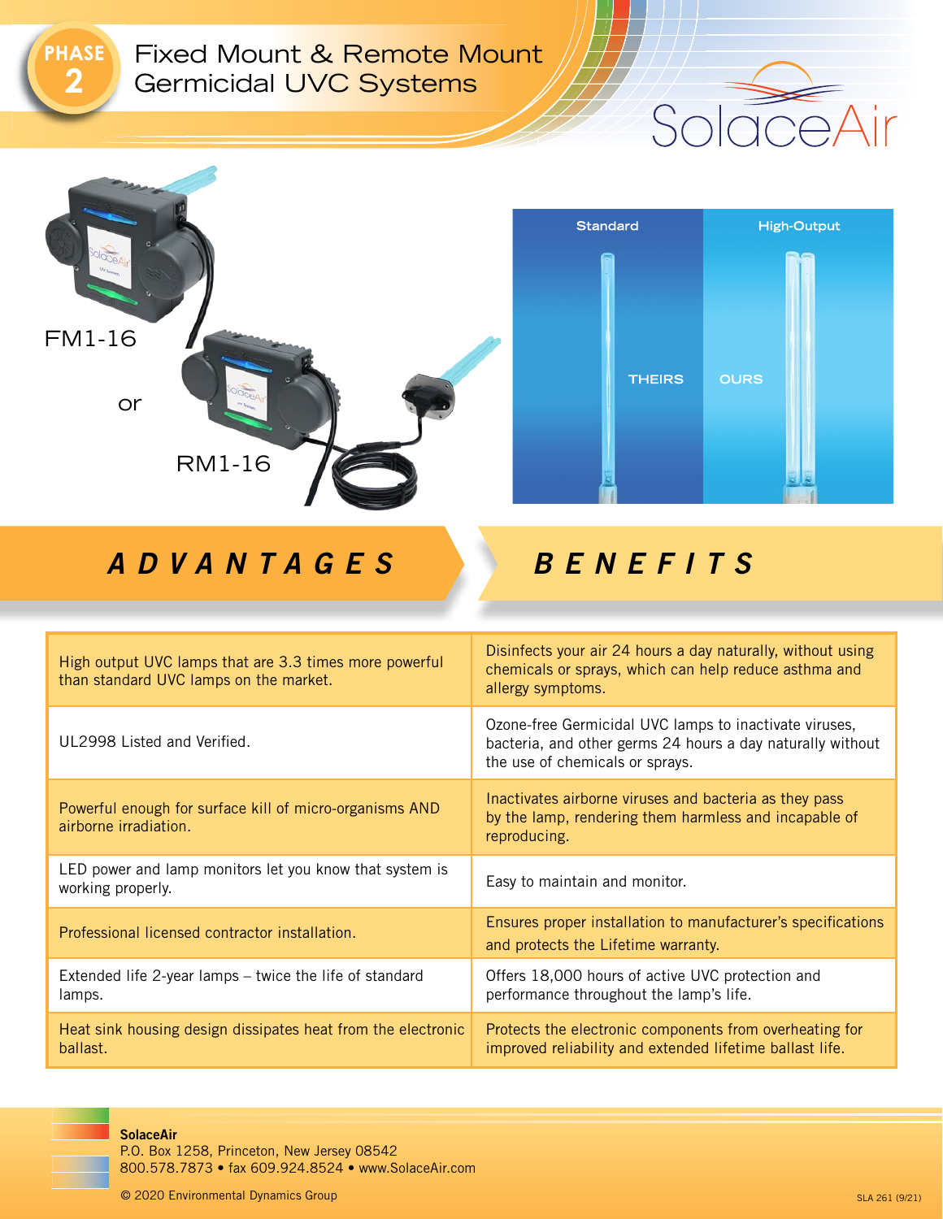PHASE 2

# Fixed Mount & Remote Mount Germicidal UVC Systems

SolaceAir

FM1-16

or

RM1-16

Standard

High-Output

THEIRS

OURS

| ADVANTAGES | BENEFITS |
|---|---|
| High output UVC lamps that are 3.3 times more powerful than standard UVC lamps on the market. | Disinfects your air 24 hours a day naturally, without using chemicals or sprays, which can help reduce asthma and allergy symptoms. |
| UL2998 Listed and Verified. | Ozone-free Germicidal UVC lamps to inactivate viruses, bacteria, and other germs 24 hours a day naturally without the use of chemicals or sprays. |
| Powerful enough for surface kill of micro-organisms AND airborne irradiation. | Inactivates airborne viruses and bacteria as they pass by the lamp, rendering them harmless and incapable of reproducing. |
| LED power and lamp monitors let you know that system is working properly. | Easy to maintain and monitor. |
| Professional licensed contractor installation. | Ensures proper installation to manufacturer's specifications and protects the Lifetime warranty. |
| Extended life 2-year lamps – twice the life of standard lamps. | Offers 18,000 hours of active UVC protection and performance throughout the lamp's life. |
| Heat sink housing design dissipates heat from the electronic ballast. | Protects the electronic components from overheating for improved reliability and extended lifetime ballast life. |

**SolaceAir**
P.O. Box 1258, Princeton, New Jersey 08542
800.578.7873 • fax 609.924.8524 • www.SolaceAir.com

© 2020 Environmental Dynamics Group

SLA 261 (9/21)